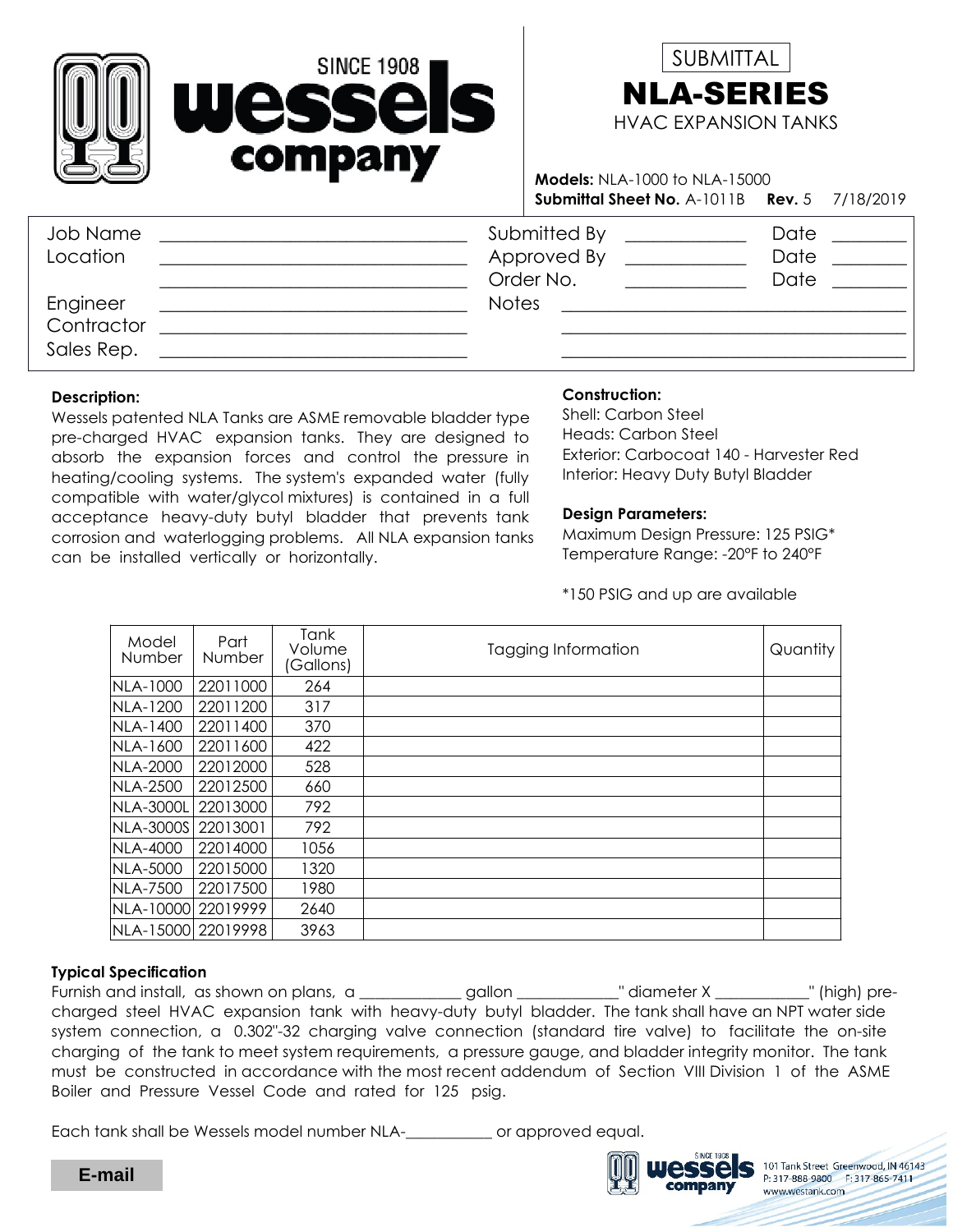# Wessels Company — SINCE 1908

SUBMITTAL

# NLA-SERIES

## HVAC EXPANSION TANKS

**Models:** NLA-1000 to NLA-15000

**Submittal Sheet No.** A-1011B **Rev.** 5 7/18/2019

| | | | | | |
|---|---|---|---|---|---|
| Job Name | ____________________ | Submitted By | ____________ | Date | ________ |
| Location | ____________________ | Approved By | ____________ | Date | ________ |
| | ____________________ | Order No. | ____________ | Date | ________ |
| Engineer | ____________________ | Notes | ____________________ | | |
| Contractor | ____________________ | | ____________________ | | |
| Sales Rep. | ____________________ | | ____________________ | | |

**Description:**

Wessels patented NLA Tanks are ASME removable bladder type pre-charged HVAC expansion tanks. They are designed to absorb the expansion forces and control the pressure in heating/cooling systems. The system's expanded water (fully compatible with water/glycol mixtures) is contained in a full acceptance heavy-duty butyl bladder that prevents tank corrosion and waterlogging problems. All NLA expansion tanks can be installed vertically or horizontally.

**Construction:**

Shell: Carbon Steel
Heads: Carbon Steel
Exterior: Carbocoat 140 - Harvester Red
Interior: Heavy Duty Butyl Bladder

**Design Parameters:**

Maximum Design Pressure: 125 PSIG*
Temperature Range: -20°F to 240°F

*150 PSIG and up are available

| Model Number | Part Number | Tank Volume (Gallons) | Tagging Information | Quantity |
|---|---|---|---|---|
| NLA-1000 | 22011000 | 264 | | |
| NLA-1200 | 22011200 | 317 | | |
| NLA-1400 | 22011400 | 370 | | |
| NLA-1600 | 22011600 | 422 | | |
| NLA-2000 | 22012000 | 528 | | |
| NLA-2500 | 22012500 | 660 | | |
| NLA-3000L | 22013000 | 792 | | |
| NLA-3000S | 22013001 | 792 | | |
| NLA-4000 | 22014000 | 1056 | | |
| NLA-5000 | 22015000 | 1320 | | |
| NLA-7500 | 22017500 | 1980 | | |
| NLA-10000 | 22019999 | 2640 | | |
| NLA-15000 | 22019998 | 3963 | | |

**Typical Specification**

Furnish and install, as shown on plans, a _____________ gallon _____________" diameter X ____________" (high) pre-charged steel HVAC expansion tank with heavy-duty butyl bladder. The tank shall have an NPT water side system connection, a 0.302"-32 charging valve connection (standard tire valve) to facilitate the on-site charging of the tank to meet system requirements, a pressure gauge, and bladder integrity monitor. The tank must be constructed in accordance with the most recent addendum of Section VIII Division 1 of the ASME Boiler and Pressure Vessel Code and rated for 125 psig.

Each tank shall be Wessels model number NLA-___________ or approved equal.

E-mail

Wessels Company — 101 Tank Street Greenwood, IN 46143 P: 317-888-9800 F: 317-865-7411 www.westank.com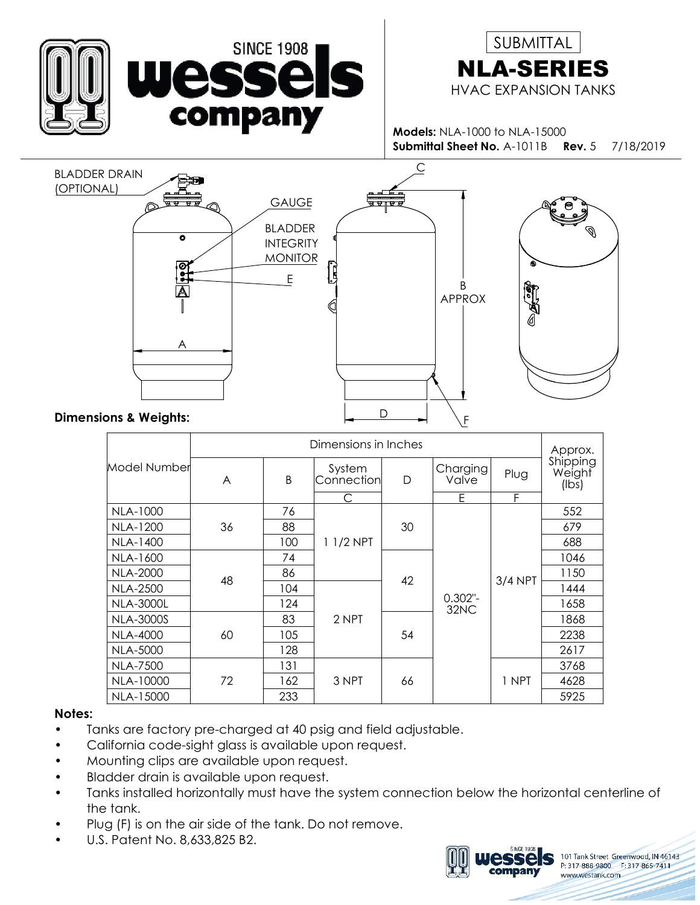SUBMITTAL

# NLA-SERIES

HVAC EXPANSION TANKS

**Models:** NLA-1000 to NLA-15000
**Submittal Sheet No.** A-1011B **Rev.** 5 7/18/2019

BLADDER DRAIN (OPTIONAL)
GAUGE
BLADDER INTEGRITY MONITOR
E
A
C
B APPROX
D
F

**Dimensions & Weights:**

| Model Number | Dimensions in Inches | | | | | | Approx. Shipping Weight (lbs) |
|---|---|---|---|---|---|---|---|
| | A | B | System Connection C | D | Charging Valve E | Plug F | |
| NLA-1000 | 36 | 76 | 1 1/2 NPT | 30 | 0.302"-32NC | 3/4 NPT | 552 |
| NLA-1200 | 36 | 88 | 1 1/2 NPT | 30 | 0.302"-32NC | 3/4 NPT | 679 |
| NLA-1400 | 36 | 100 | 1 1/2 NPT | 30 | 0.302"-32NC | 3/4 NPT | 688 |
| NLA-1600 | 48 | 74 | 1 1/2 NPT | 42 | 0.302"-32NC | 3/4 NPT | 1046 |
| NLA-2000 | 48 | 86 | 1 1/2 NPT | 42 | 0.302"-32NC | 3/4 NPT | 1150 |
| NLA-2500 | 48 | 104 | 2 NPT | 42 | 0.302"-32NC | 3/4 NPT | 1444 |
| NLA-3000L | 48 | 124 | 2 NPT | 42 | 0.302"-32NC | 3/4 NPT | 1658 |
| NLA-3000S | 60 | 83 | 2 NPT | 54 | 0.302"-32NC | 3/4 NPT | 1868 |
| NLA-4000 | 60 | 105 | 2 NPT | 54 | 0.302"-32NC | 3/4 NPT | 2238 |
| NLA-5000 | 60 | 128 | 2 NPT | 54 | 0.302"-32NC | 3/4 NPT | 2617 |
| NLA-7500 | 72 | 131 | 3 NPT | 66 | 0.302"-32NC | 1 NPT | 3768 |
| NLA-10000 | 72 | 162 | 3 NPT | 66 | 0.302"-32NC | 1 NPT | 4628 |
| NLA-15000 | 72 | 233 | 3 NPT | 66 | 0.302"-32NC | 1 NPT | 5925 |

**Notes:**

- Tanks are factory pre-charged at 40 psig and field adjustable.
- California code-sight glass is available upon request.
- Mounting clips are available upon request.
- Bladder drain is available upon request.
- Tanks installed horizontally must have the system connection below the horizontal centerline of the tank.
- Plug (F) is on the air side of the tank. Do not remove.
- U.S. Patent No. 8,633,825 B2.

101 Tank Street Greenwood, IN 46143
P: 317-888-9800 F: 317-865-7411
www.westank.com